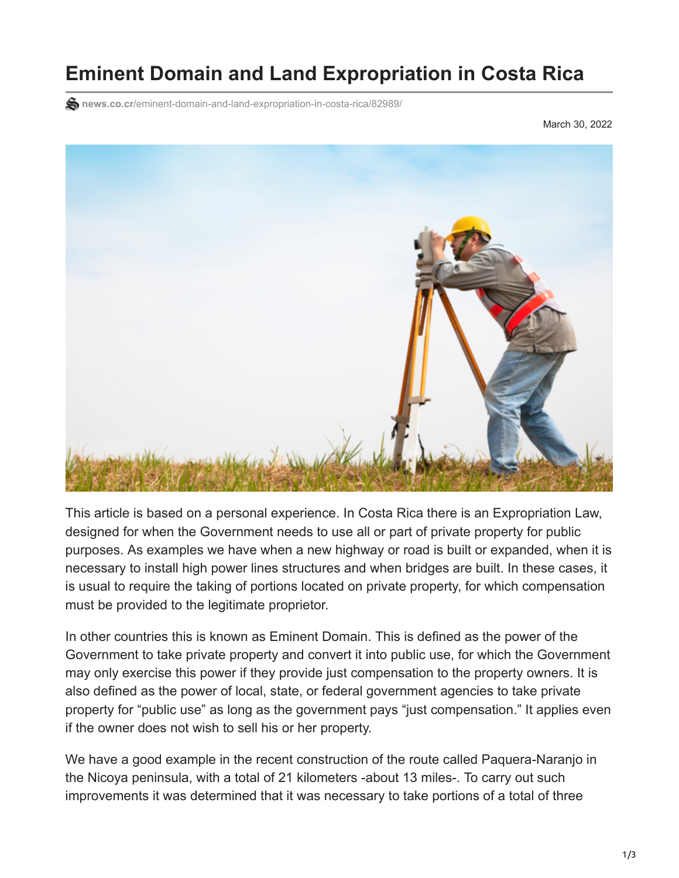# Eminent Domain and Land Expropriation in Costa Rica

news.co.cr/eminent-domain-and-land-expropriation-in-costa-rica/82989/

March 30, 2022

This article is based on a personal experience. In Costa Rica there is an Expropriation Law, designed for when the Government needs to use all or part of private property for public purposes. As examples we have when a new highway or road is built or expanded, when it is necessary to install high power lines structures and when bridges are built. In these cases, it is usual to require the taking of portions located on private property, for which compensation must be provided to the legitimate proprietor.

In other countries this is known as Eminent Domain. This is defined as the power of the Government to take private property and convert it into public use, for which the Government may only exercise this power if they provide just compensation to the property owners. It is also defined as the power of local, state, or federal government agencies to take private property for "public use" as long as the government pays "just compensation." It applies even if the owner does not wish to sell his or her property.

We have a good example in the recent construction of the route called Paquera-Naranjo in the Nicoya peninsula, with a total of 21 kilometers -about 13 miles-. To carry out such improvements it was determined that it was necessary to take portions of a total of three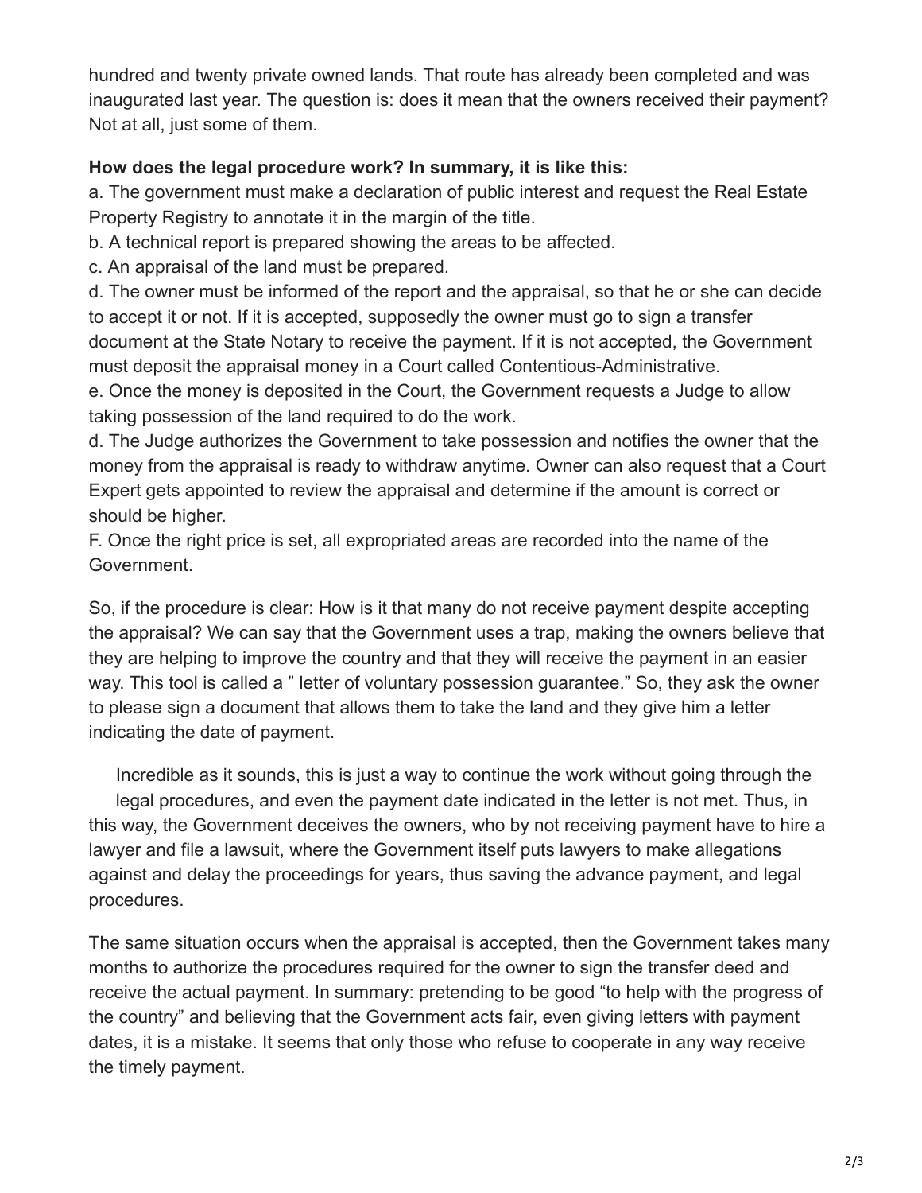hundred and twenty private owned lands. That route has already been completed and was inaugurated last year. The question is: does it mean that the owners received their payment? Not at all, just some of them.

**How does the legal procedure work? In summary, it is like this:**

a. The government must make a declaration of public interest and request the Real Estate Property Registry to annotate it in the margin of the title.
b. A technical report is prepared showing the areas to be affected.
c. An appraisal of the land must be prepared.
d. The owner must be informed of the report and the appraisal, so that he or she can decide to accept it or not. If it is accepted, supposedly the owner must go to sign a transfer document at the State Notary to receive the payment. If it is not accepted, the Government must deposit the appraisal money in a Court called Contentious-Administrative.
e. Once the money is deposited in the Court, the Government requests a Judge to allow taking possession of the land required to do the work.
d. The Judge authorizes the Government to take possession and notifies the owner that the money from the appraisal is ready to withdraw anytime. Owner can also request that a Court Expert gets appointed to review the appraisal and determine if the amount is correct or should be higher.
F. Once the right price is set, all expropriated areas are recorded into the name of the Government.

So, if the procedure is clear: How is it that many do not receive payment despite accepting the appraisal? We can say that the Government uses a trap, making the owners believe that they are helping to improve the country and that they will receive the payment in an easier way. This tool is called a " letter of voluntary possession guarantee." So, they ask the owner to please sign a document that allows them to take the land and they give him a letter indicating the date of payment.

Incredible as it sounds, this is just a way to continue the work without going through the legal procedures, and even the payment date indicated in the letter is not met. Thus, in this way, the Government deceives the owners, who by not receiving payment have to hire a lawyer and file a lawsuit, where the Government itself puts lawyers to make allegations against and delay the proceedings for years, thus saving the advance payment, and legal procedures.

The same situation occurs when the appraisal is accepted, then the Government takes many months to authorize the procedures required for the owner to sign the transfer deed and receive the actual payment. In summary: pretending to be good "to help with the progress of the country" and believing that the Government acts fair, even giving letters with payment dates, it is a mistake. It seems that only those who refuse to cooperate in any way receive the timely payment.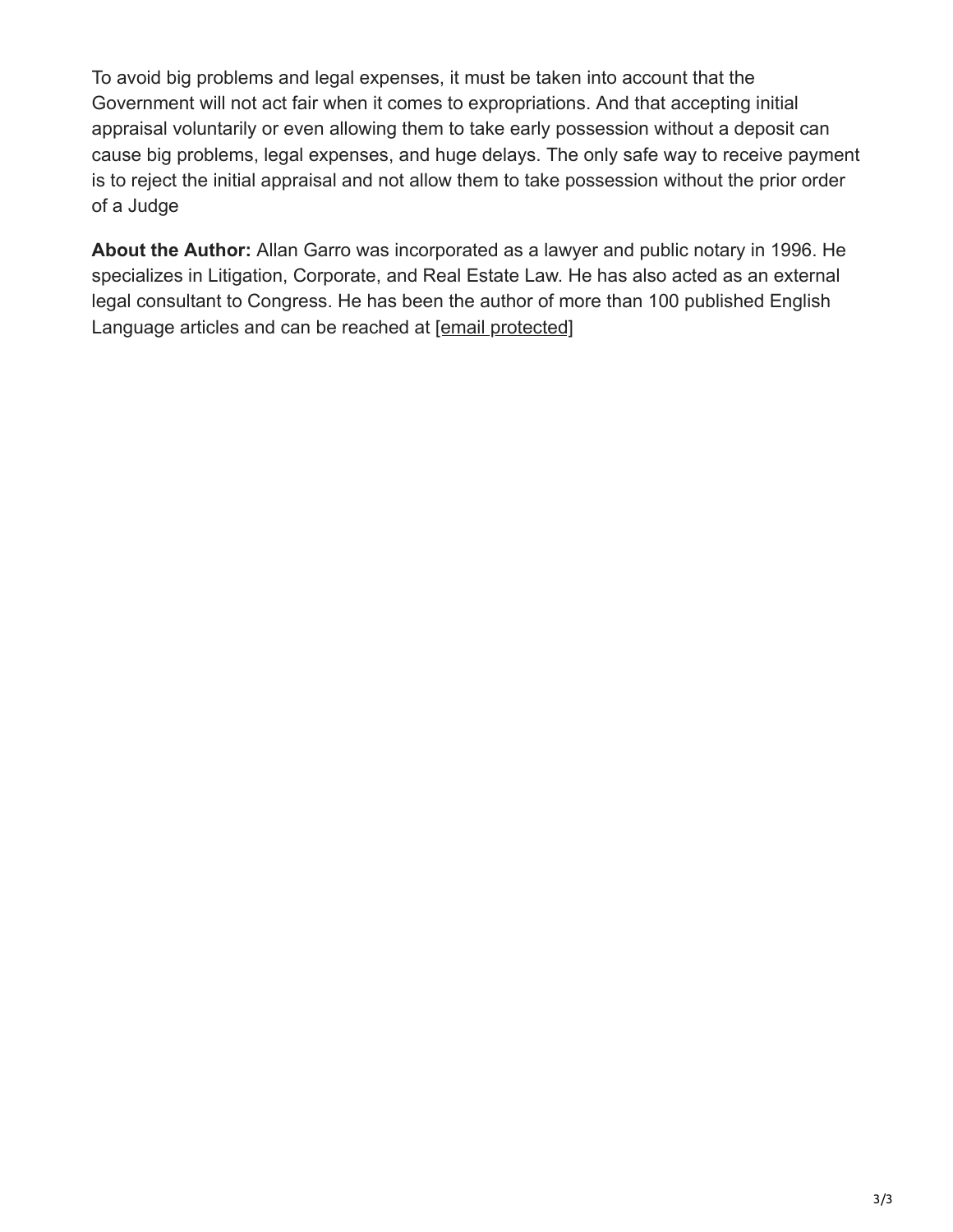To avoid big problems and legal expenses, it must be taken into account that the Government will not act fair when it comes to expropriations. And that accepting initial appraisal voluntarily or even allowing them to take early possession without a deposit can cause big problems, legal expenses, and huge delays. The only safe way to receive payment is to reject the initial appraisal and not allow them to take possession without the prior order of a Judge

**About the Author:** Allan Garro was incorporated as a lawyer and public notary in 1996. He specializes in Litigation, Corporate, and Real Estate Law. He has also acted as an external legal consultant to Congress. He has been the author of more than 100 published English Language articles and can be reached at [email protected]